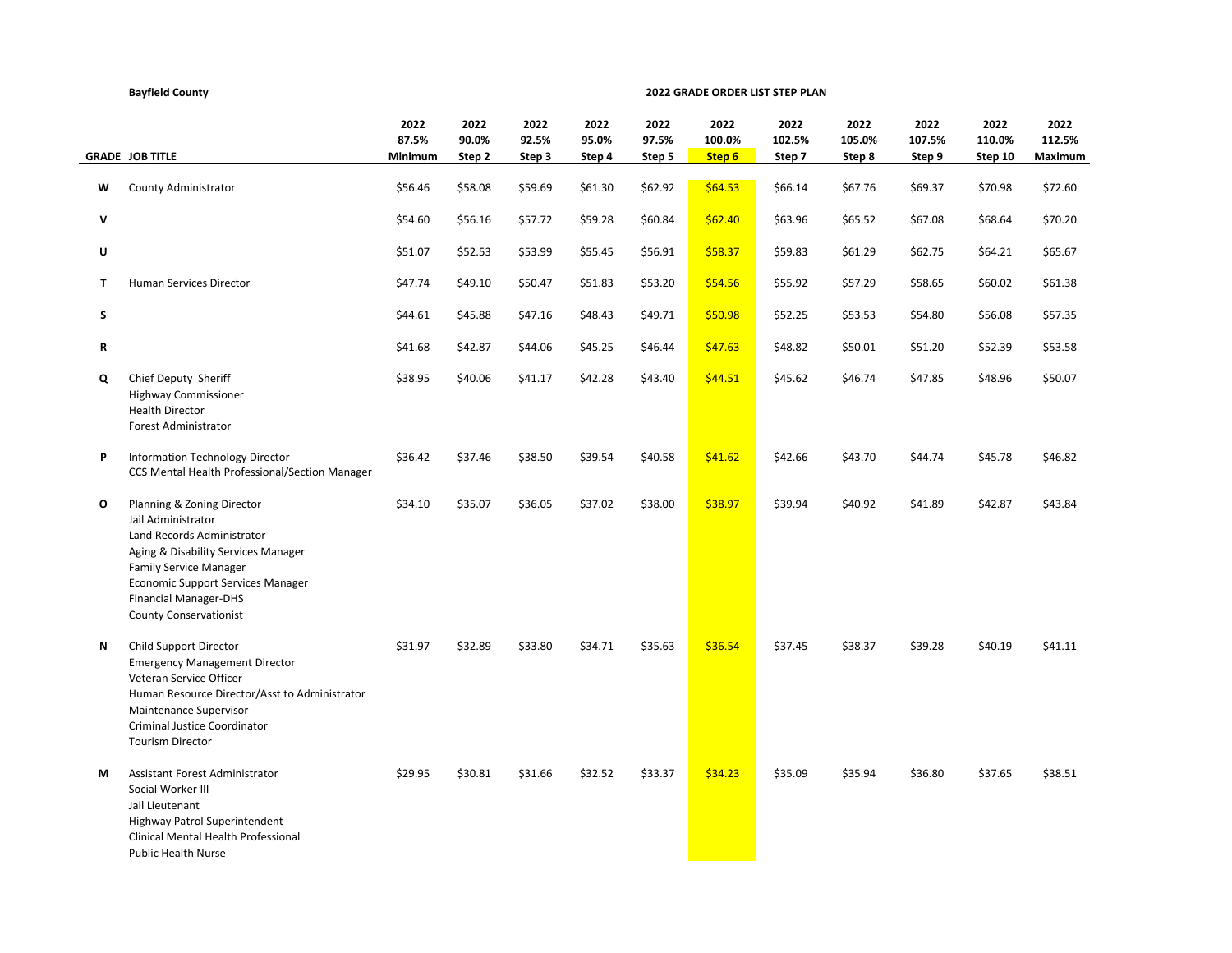**Bayfield County**

**2022 GRADE ORDER LIST STEP PLAN**

| GRADE | JOB TITLE | 2022 87.5% Minimum | 2022 90.0% Step 2 | 2022 92.5% Step 3 | 2022 95.0% Step 4 | 2022 97.5% Step 5 | 2022 100.0% Step 6 | 2022 102.5% Step 7 | 2022 105.0% Step 8 | 2022 107.5% Step 9 | 2022 110.0% Step 10 | 2022 112.5% Maximum |
|---|---|---|---|---|---|---|---|---|---|---|---|---|
| W | County Administrator | $56.46 | $58.08 | $59.69 | $61.30 | $62.92 | $64.53 | $66.14 | $67.76 | $69.37 | $70.98 | $72.60 |
| V | | $54.60 | $56.16 | $57.72 | $59.28 | $60.84 | $62.40 | $63.96 | $65.52 | $67.08 | $68.64 | $70.20 |
| U | | $51.07 | $52.53 | $53.99 | $55.45 | $56.91 | $58.37 | $59.83 | $61.29 | $62.75 | $64.21 | $65.67 |
| T | Human Services Director | $47.74 | $49.10 | $50.47 | $51.83 | $53.20 | $54.56 | $55.92 | $57.29 | $58.65 | $60.02 | $61.38 |
| S | | $44.61 | $45.88 | $47.16 | $48.43 | $49.71 | $50.98 | $52.25 | $53.53 | $54.80 | $56.08 | $57.35 |
| R | | $41.68 | $42.87 | $44.06 | $45.25 | $46.44 | $47.63 | $48.82 | $50.01 | $51.20 | $52.39 | $53.58 |
| Q | Chief Deputy Sheriff<br>Highway Commissioner<br>Health Director<br>Forest Administrator | $38.95 | $40.06 | $41.17 | $42.28 | $43.40 | $44.51 | $45.62 | $46.74 | $47.85 | $48.96 | $50.07 |
| P | Information Technology Director<br>CCS Mental Health Professional/Section Manager | $36.42 | $37.46 | $38.50 | $39.54 | $40.58 | $41.62 | $42.66 | $43.70 | $44.74 | $45.78 | $46.82 |
| O | Planning & Zoning Director<br>Jail Administrator<br>Land Records Administrator<br>Aging & Disability Services Manager<br>Family Service Manager<br>Economic Support Services Manager<br>Financial Manager-DHS<br>County Conservationist | $34.10 | $35.07 | $36.05 | $37.02 | $38.00 | $38.97 | $39.94 | $40.92 | $41.89 | $42.87 | $43.84 |
| N | Child Support Director<br>Emergency Management Director<br>Veteran Service Officer<br>Human Resource Director/Asst to Administrator<br>Maintenance Supervisor<br>Criminal Justice Coordinator<br>Tourism Director | $31.97 | $32.89 | $33.80 | $34.71 | $35.63 | $36.54 | $37.45 | $38.37 | $39.28 | $40.19 | $41.11 |
| M | Assistant Forest Administrator<br>Social Worker III<br>Jail Lieutenant<br>Highway Patrol Superintendent<br>Clinical Mental Health Professional<br>Public Health Nurse | $29.95 | $30.81 | $31.66 | $32.52 | $33.37 | $34.23 | $35.09 | $35.94 | $36.80 | $37.65 | $38.51 |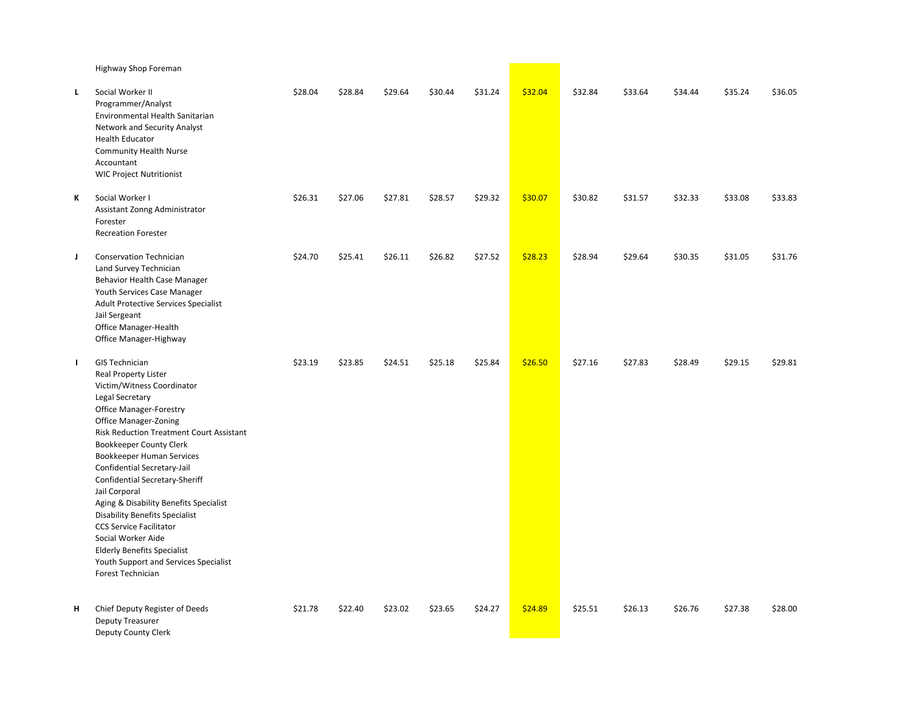| Grade | Position | Step 1 | Step 2 | Step 3 | Step 4 | Step 5 | Step 6 | Step 7 | Step 8 | Step 9 | Step 10 | Step 11 |
|---|---|---|---|---|---|---|---|---|---|---|---|---|
| | Highway Shop Foreman | | | | | | | | | | | |
| L | Social Worker II<br>Programmer/Analyst<br>Environmental Health Sanitarian<br>Network and Security Analyst<br>Health Educator<br>Community Health Nurse<br>Accountant<br>WIC Project Nutritionist | $28.04 | $28.84 | $29.64 | $30.44 | $31.24 | $32.04 | $32.84 | $33.64 | $34.44 | $35.24 | $36.05 |
| K | Social Worker I<br>Assistant Zonng Administrator<br>Forester<br>Recreation Forester | $26.31 | $27.06 | $27.81 | $28.57 | $29.32 | $30.07 | $30.82 | $31.57 | $32.33 | $33.08 | $33.83 |
| J | Conservation Technician<br>Land Survey Technician<br>Behavior Health Case Manager<br>Youth Services Case Manager<br>Adult Protective Services Specialist<br>Jail Sergeant<br>Office Manager-Health<br>Office Manager-Highway | $24.70 | $25.41 | $26.11 | $26.82 | $27.52 | $28.23 | $28.94 | $29.64 | $30.35 | $31.05 | $31.76 |
| I | GIS Technician<br>Real Property Lister<br>Victim/Witness Coordinator<br>Legal Secretary<br>Office Manager-Forestry<br>Office Manager-Zoning<br>Risk Reduction Treatment Court Assistant<br>Bookkeeper County Clerk<br>Bookkeeper Human Services<br>Confidential Secretary-Jail<br>Confidential Secretary-Sheriff<br>Jail Corporal<br>Aging & Disability Benefits Specialist<br>Disability Benefits Specialist<br>CCS Service Facilitator<br>Social Worker Aide<br>Elderly Benefits Specialist<br>Youth Support and Services Specialist<br>Forest Technician | $23.19 | $23.85 | $24.51 | $25.18 | $25.84 | $26.50 | $27.16 | $27.83 | $28.49 | $29.15 | $29.81 |
| H | Chief Deputy Register of Deeds<br>Deputy Treasurer<br>Deputy County Clerk | $21.78 | $22.40 | $23.02 | $23.65 | $24.27 | $24.89 | $25.51 | $26.13 | $26.76 | $27.38 | $28.00 |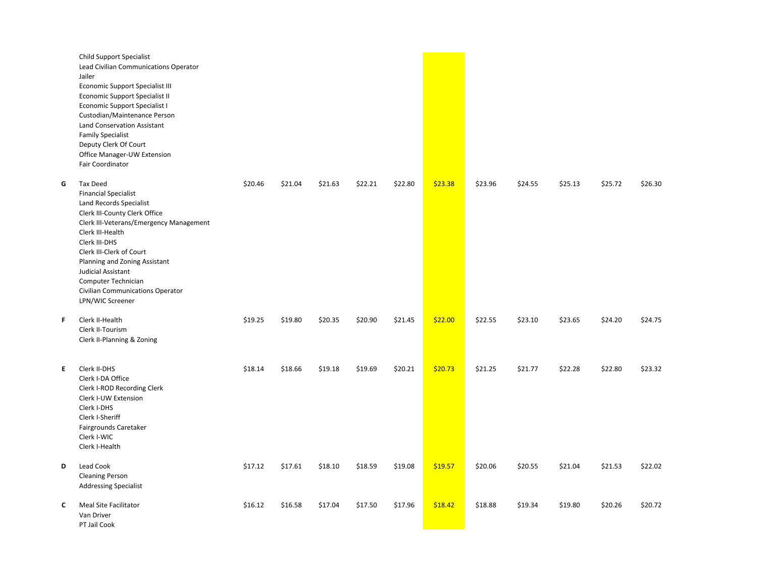| Grade | Position | Step 1 | Step 2 | Step 3 | Step 4 | Step 5 | Step 6 | Step 7 | Step 8 | Step 9 | Step 10 | Step 11 |
|---|---|---|---|---|---|---|---|---|---|---|---|---|
| | Child Support Specialist<br>Lead Civilian Communications Operator<br>Jailer<br>Economic Support Specialist III<br>Economic Support Specialist II<br>Economic Support Specialist I<br>Custodian/Maintenance Person<br>Land Conservation Assistant<br>Family Specialist<br>Deputy Clerk Of Court<br>Office Manager-UW Extension<br>Fair Coordinator | | | | | | | | | | | |
| G | Tax Deed<br>Financial Specialist<br>Land Records Specialist<br>Clerk III-County Clerk Office<br>Clerk III-Veterans/Emergency Management<br>Clerk III-Health<br>Clerk III-DHS<br>Clerk III-Clerk of Court<br>Planning and Zoning Assistant<br>Judicial Assistant<br>Computer Technician<br>Civilian Communications Operator<br>LPN/WIC Screener | $20.46 | $21.04 | $21.63 | $22.21 | $22.80 | $23.38 | $23.96 | $24.55 | $25.13 | $25.72 | $26.30 |
| F | Clerk II-Health<br>Clerk II-Tourism<br>Clerk II-Planning & Zoning | $19.25 | $19.80 | $20.35 | $20.90 | $21.45 | $22.00 | $22.55 | $23.10 | $23.65 | $24.20 | $24.75 |
| E | Clerk II-DHS<br>Clerk I-DA Office<br>Clerk I-ROD Recording Clerk<br>Clerk I-UW Extension<br>Clerk I-DHS<br>Clerk I-Sheriff<br>Fairgrounds Caretaker<br>Clerk I-WIC<br>Clerk I-Health | $18.14 | $18.66 | $19.18 | $19.69 | $20.21 | $20.73 | $21.25 | $21.77 | $22.28 | $22.80 | $23.32 |
| D | Lead Cook<br>Cleaning Person<br>Addressing Specialist | $17.12 | $17.61 | $18.10 | $18.59 | $19.08 | $19.57 | $20.06 | $20.55 | $21.04 | $21.53 | $22.02 |
| C | Meal Site Facilitator<br>Van Driver<br>PT Jail Cook | $16.12 | $16.58 | $17.04 | $17.50 | $17.96 | $18.42 | $18.88 | $19.34 | $19.80 | $20.26 | $20.72 |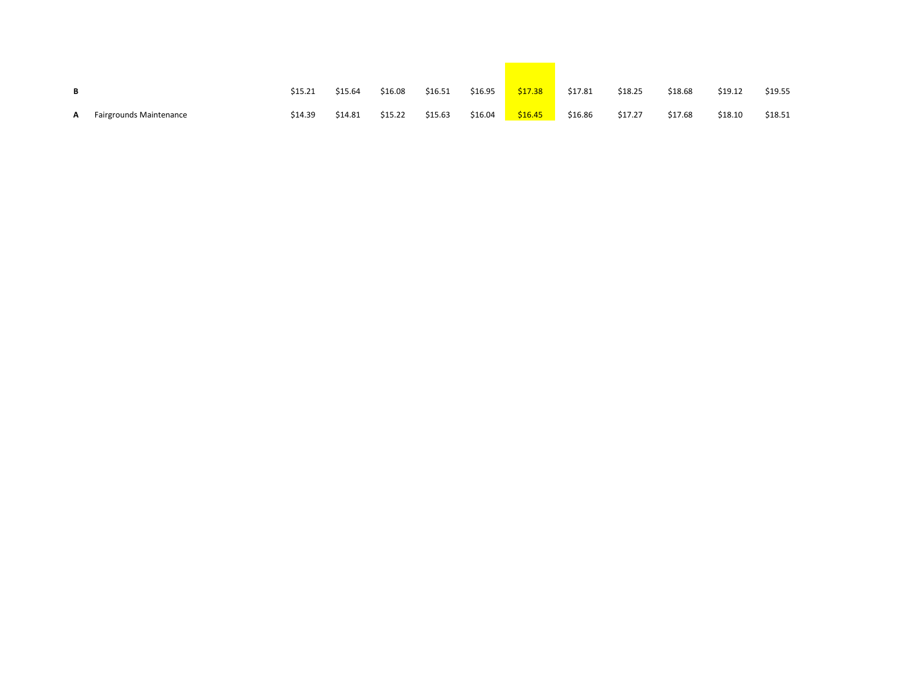| | | | | | | | | | | | | |
|---|---|---|---|---|---|---|---|---|---|---|---|---|
| **B** | | $15.21 | $15.64 | $16.08 | $16.51 | $16.95 | $17.38 | $17.81 | $18.25 | $18.68 | $19.12 | $19.55 |
| **A** | Fairgrounds Maintenance | $14.39 | $14.81 | $15.22 | $15.63 | $16.04 | $16.45 | $16.86 | $17.27 | $17.68 | $18.10 | $18.51 |